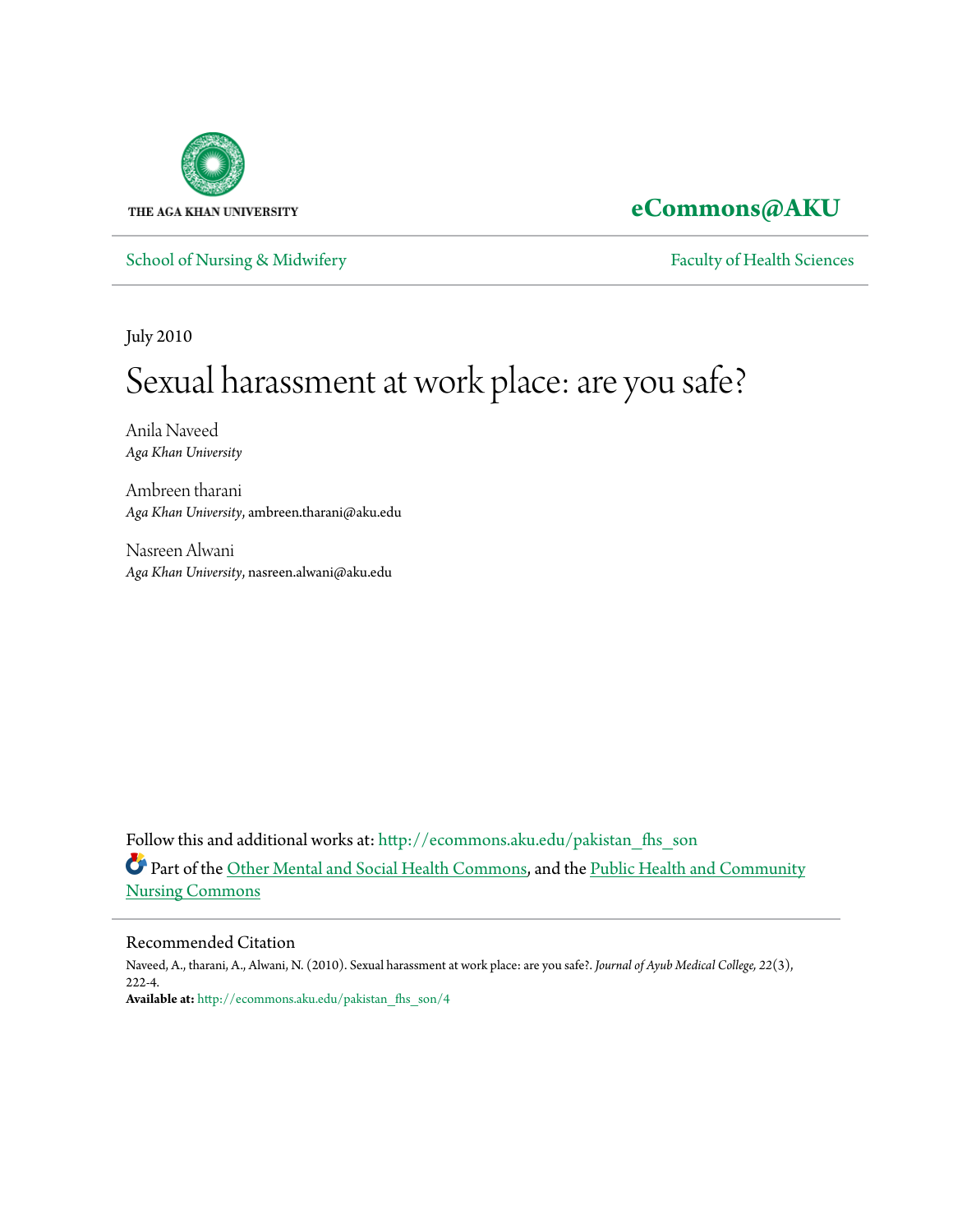THE AGA KHAN UNIVERSITY

**eCommons@AKU**

School of Nursing & Midwifery — Faculty of Health Sciences

July 2010

# Sexual harassment at work place: are you safe?

Anila Naveed
*Aga Khan University*

Ambreen tharani
*Aga Khan University*, ambreen.tharani@aku.edu

Nasreen Alwani
*Aga Khan University*, nasreen.alwani@aku.edu

Follow this and additional works at: http://ecommons.aku.edu/pakistan_fhs_son

Part of the Other Mental and Social Health Commons, and the Public Health and Community Nursing Commons

## Recommended Citation

Naveed, A., tharani, A., Alwani, N. (2010). Sexual harassment at work place: are you safe?. *Journal of Ayub Medical College, 22*(3), 222-4.

**Available at:** http://ecommons.aku.edu/pakistan_fhs_son/4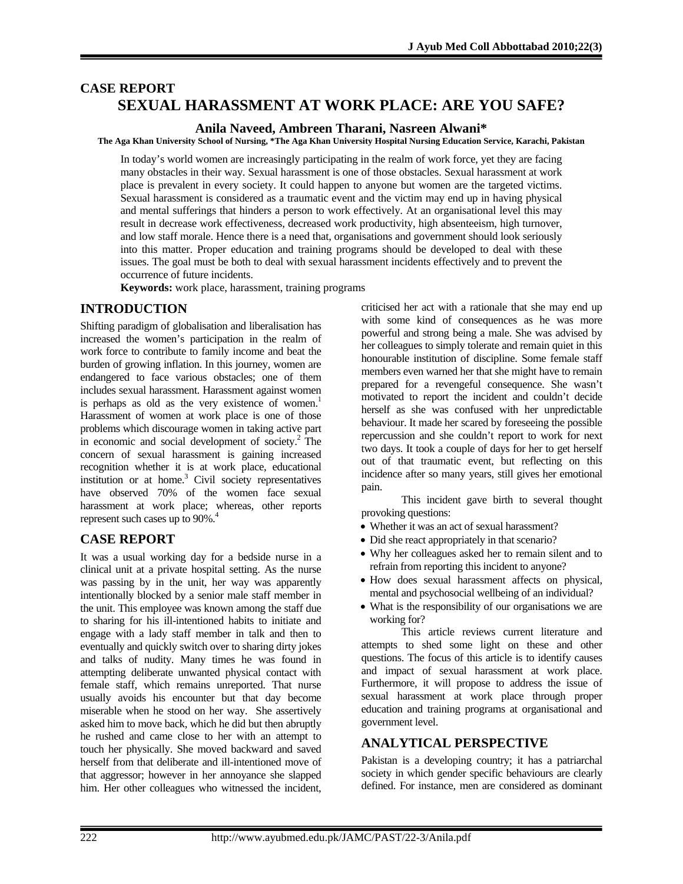## CASE REPORT

# SEXUAL HARASSMENT AT WORK PLACE: ARE YOU SAFE?

**Anila Naveed, Ambreen Tharani, Nasreen Alwani***

**The Aga Khan University School of Nursing, *The Aga Khan University Hospital Nursing Education Service, Karachi, Pakistan**

In today's world women are increasingly participating in the realm of work force, yet they are facing many obstacles in their way. Sexual harassment is one of those obstacles. Sexual harassment at work place is prevalent in every society. It could happen to anyone but women are the targeted victims. Sexual harassment is considered as a traumatic event and the victim may end up in having physical and mental sufferings that hinders a person to work effectively. At an organisational level this may result in decrease work effectiveness, decreased work productivity, high absenteeism, high turnover, and low staff morale. Hence there is a need that, organisations and government should look seriously into this matter. Proper education and training programs should be developed to deal with these issues. The goal must be both to deal with sexual harassment incidents effectively and to prevent the occurrence of future incidents.

**Keywords:** work place, harassment, training programs

## INTRODUCTION

Shifting paradigm of globalisation and liberalisation has increased the women's participation in the realm of work force to contribute to family income and beat the burden of growing inflation. In this journey, women are endangered to face various obstacles; one of them includes sexual harassment. Harassment against women is perhaps as old as the very existence of women.[1] Harassment of women at work place is one of those problems which discourage women in taking active part in economic and social development of society.[2] The concern of sexual harassment is gaining increased recognition whether it is at work place, educational institution or at home.[3] Civil society representatives have observed 70% of the women face sexual harassment at work place; whereas, other reports represent such cases up to 90%.[4]

## CASE REPORT

It was a usual working day for a bedside nurse in a clinical unit at a private hospital setting. As the nurse was passing by in the unit, her way was apparently intentionally blocked by a senior male staff member in the unit. This employee was known among the staff due to sharing for his ill-intentioned habits to initiate and engage with a lady staff member in talk and then to eventually and quickly switch over to sharing dirty jokes and talks of nudity. Many times he was found in attempting deliberate unwanted physical contact with female staff, which remains unreported. That nurse usually avoids his encounter but that day become miserable when he stood on her way. She assertively asked him to move back, which he did but then abruptly he rushed and came close to her with an attempt to touch her physically. She moved backward and saved herself from that deliberate and ill-intentioned move of that aggressor; however in her annoyance she slapped him. Her other colleagues who witnessed the incident, criticised her act with a rationale that she may end up with some kind of consequences as he was more powerful and strong being a male. She was advised by her colleagues to simply tolerate and remain quiet in this honourable institution of discipline. Some female staff members even warned her that she might have to remain prepared for a revengeful consequence. She wasn't motivated to report the incident and couldn't decide herself as she was confused with her unpredictable behaviour. It made her scared by foreseeing the possible repercussion and she couldn't report to work for next two days. It took a couple of days for her to get herself out of that traumatic event, but reflecting on this incidence after so many years, still gives her emotional pain.

This incident gave birth to several thought provoking questions:

- Whether it was an act of sexual harassment?
- Did she react appropriately in that scenario?
- Why her colleagues asked her to remain silent and to refrain from reporting this incident to anyone?
- How does sexual harassment affects on physical, mental and psychosocial wellbeing of an individual?
- What is the responsibility of our organisations we are working for?

This article reviews current literature and attempts to shed some light on these and other questions. The focus of this article is to identify causes and impact of sexual harassment at work place. Furthermore, it will propose to address the issue of sexual harassment at work place through proper education and training programs at organisational and government level.

## ANALYTICAL PERSPECTIVE

Pakistan is a developing country; it has a patriarchal society in which gender specific behaviours are clearly defined. For instance, men are considered as dominant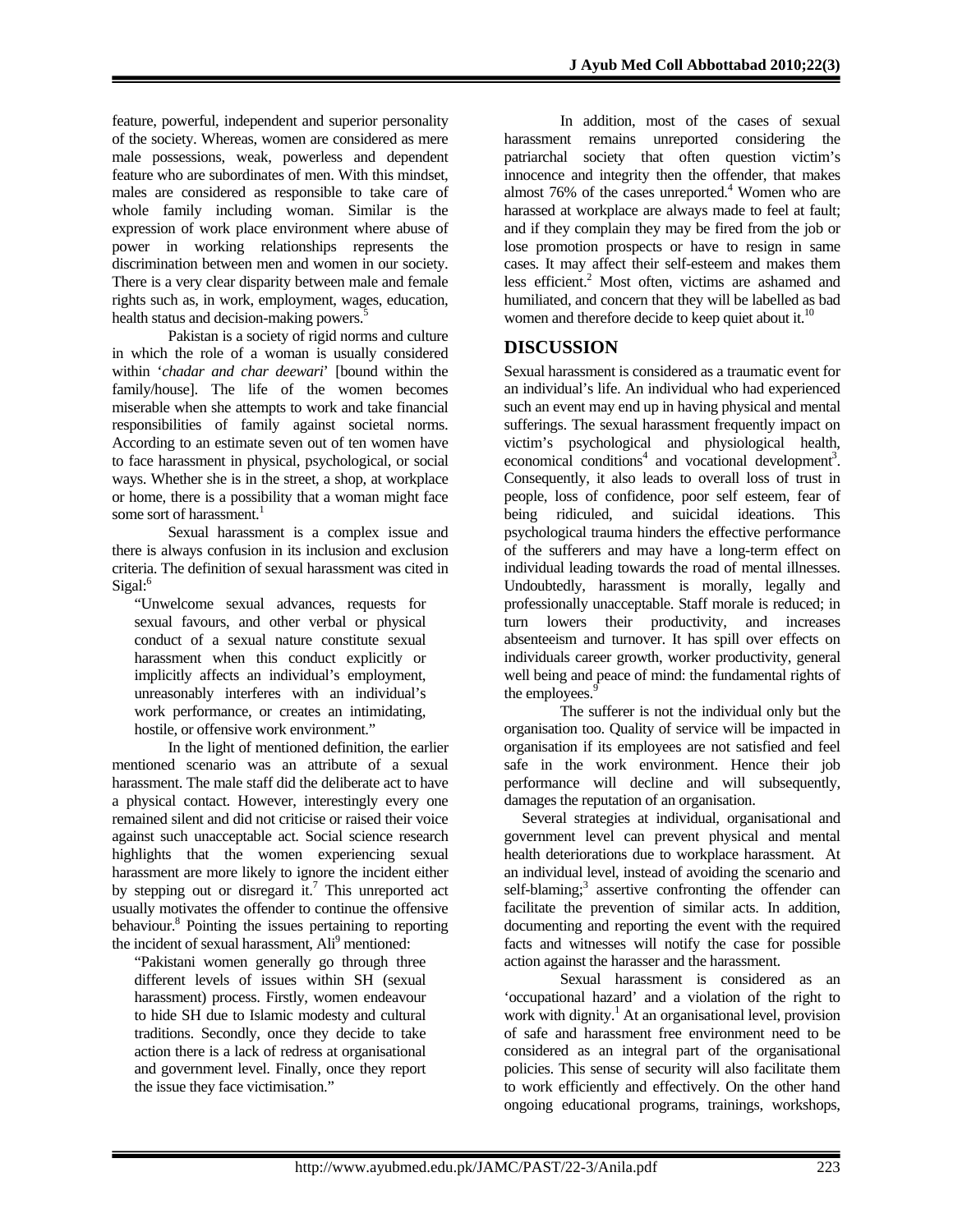feature, powerful, independent and superior personality of the society. Whereas, women are considered as mere male possessions, weak, powerless and dependent feature who are subordinates of men. With this mindset, males are considered as responsible to take care of whole family including woman. Similar is the expression of work place environment where abuse of power in working relationships represents the discrimination between men and women in our society. There is a very clear disparity between male and female rights such as, in work, employment, wages, education, health status and decision-making powers.[5]

Pakistan is a society of rigid norms and culture in which the role of a woman is usually considered within '*chadar and char deewari*' [bound within the family/house]. The life of the women becomes miserable when she attempts to work and take financial responsibilities of family against societal norms. According to an estimate seven out of ten women have to face harassment in physical, psychological, or social ways. Whether she is in the street, a shop, at workplace or home, there is a possibility that a woman might face some sort of harassment.[1]

Sexual harassment is a complex issue and there is always confusion in its inclusion and exclusion criteria. The definition of sexual harassment was cited in Sigal:[6]

> "Unwelcome sexual advances, requests for sexual favours, and other verbal or physical conduct of a sexual nature constitute sexual harassment when this conduct explicitly or implicitly affects an individual's employment, unreasonably interferes with an individual's work performance, or creates an intimidating, hostile, or offensive work environment."

In the light of mentioned definition, the earlier mentioned scenario was an attribute of a sexual harassment. The male staff did the deliberate act to have a physical contact. However, interestingly every one remained silent and did not criticise or raised their voice against such unacceptable act. Social science research highlights that the women experiencing sexual harassment are more likely to ignore the incident either by stepping out or disregard it.[7] This unreported act usually motivates the offender to continue the offensive behaviour.[8] Pointing the issues pertaining to reporting the incident of sexual harassment, Ali[9] mentioned:

> "Pakistani women generally go through three different levels of issues within SH (sexual harassment) process. Firstly, women endeavour to hide SH due to Islamic modesty and cultural traditions. Secondly, once they decide to take action there is a lack of redress at organisational and government level. Finally, once they report the issue they face victimisation."

In addition, most of the cases of sexual harassment remains unreported considering the patriarchal society that often question victim's innocence and integrity then the offender, that makes almost 76% of the cases unreported.[4] Women who are harassed at workplace are always made to feel at fault; and if they complain they may be fired from the job or lose promotion prospects or have to resign in same cases. It may affect their self-esteem and makes them less efficient.[2] Most often, victims are ashamed and humiliated, and concern that they will be labelled as bad women and therefore decide to keep quiet about it.[10]

## DISCUSSION

Sexual harassment is considered as a traumatic event for an individual's life. An individual who had experienced such an event may end up in having physical and mental sufferings. The sexual harassment frequently impact on victim's psychological and physiological health, economical conditions[4] and vocational development[3]. Consequently, it also leads to overall loss of trust in people, loss of confidence, poor self esteem, fear of being ridiculed, and suicidal ideations. This psychological trauma hinders the effective performance of the sufferers and may have a long-term effect on individual leading towards the road of mental illnesses. Undoubtedly, harassment is morally, legally and professionally unacceptable. Staff morale is reduced; in turn lowers their productivity, and increases absenteeism and turnover. It has spill over effects on individuals career growth, worker productivity, general well being and peace of mind: the fundamental rights of the employees.[9]

The sufferer is not the individual only but the organisation too. Quality of service will be impacted in organisation if its employees are not satisfied and feel safe in the work environment. Hence their job performance will decline and will subsequently, damages the reputation of an organisation.

Several strategies at individual, organisational and government level can prevent physical and mental health deteriorations due to workplace harassment. At an individual level, instead of avoiding the scenario and self-blaming;[3] assertive confronting the offender can facilitate the prevention of similar acts. In addition, documenting and reporting the event with the required facts and witnesses will notify the case for possible action against the harasser and the harassment.

Sexual harassment is considered as an 'occupational hazard' and a violation of the right to work with dignity.[1] At an organisational level, provision of safe and harassment free environment need to be considered as an integral part of the organisational policies. This sense of security will also facilitate them to work efficiently and effectively. On the other hand ongoing educational programs, trainings, workshops,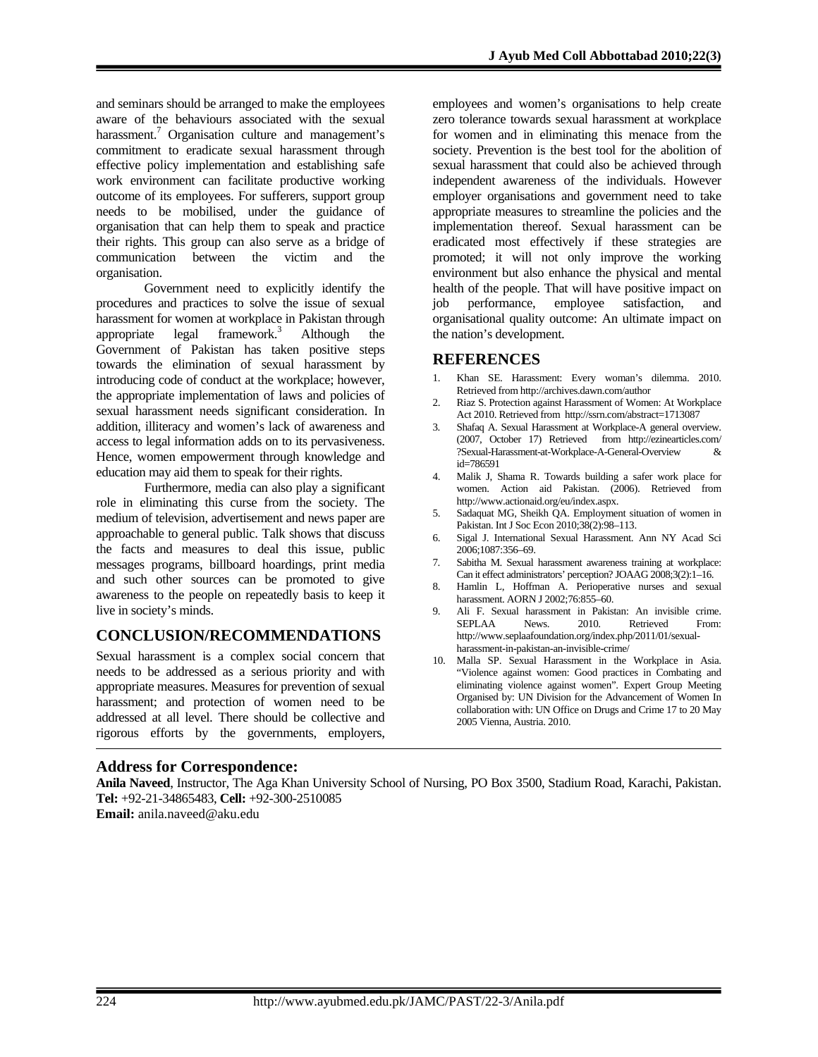and seminars should be arranged to make the employees aware of the behaviours associated with the sexual harassment.[7] Organisation culture and management's commitment to eradicate sexual harassment through effective policy implementation and establishing safe work environment can facilitate productive working outcome of its employees. For sufferers, support group needs to be mobilised, under the guidance of organisation that can help them to speak and practice their rights. This group can also serve as a bridge of communication between the victim and the organisation.

Government need to explicitly identify the procedures and practices to solve the issue of sexual harassment for women at workplace in Pakistan through appropriate legal framework.[3] Although the Government of Pakistan has taken positive steps towards the elimination of sexual harassment by introducing code of conduct at the workplace; however, the appropriate implementation of laws and policies of sexual harassment needs significant consideration. In addition, illiteracy and women's lack of awareness and access to legal information adds on to its pervasiveness. Hence, women empowerment through knowledge and education may aid them to speak for their rights.

Furthermore, media can also play a significant role in eliminating this curse from the society. The medium of television, advertisement and news paper are approachable to general public. Talk shows that discuss the facts and measures to deal this issue, public messages programs, billboard hoardings, print media and such other sources can be promoted to give awareness to the people on repeatedly basis to keep it live in society's minds.

## CONCLUSION/RECOMMENDATIONS

Sexual harassment is a complex social concern that needs to be addressed as a serious priority and with appropriate measures. Measures for prevention of sexual harassment; and protection of women need to be addressed at all level. There should be collective and rigorous efforts by the governments, employers, employees and women's organisations to help create zero tolerance towards sexual harassment at workplace for women and in eliminating this menace from the society. Prevention is the best tool for the abolition of sexual harassment that could also be achieved through independent awareness of the individuals. However employer organisations and government need to take appropriate measures to streamline the policies and the implementation thereof. Sexual harassment can be eradicated most effectively if these strategies are promoted; it will not only improve the working environment but also enhance the physical and mental health of the people. That will have positive impact on job performance, employee satisfaction, and organisational quality outcome: An ultimate impact on the nation's development.

## REFERENCES

1. Khan SE. Harassment: Every woman's dilemma. 2010. Retrieved from http://archives.dawn.com/author
2. Riaz S. Protection against Harassment of Women: At Workplace Act 2010. Retrieved from http://ssrn.com/abstract=1713087
3. Shafaq A. Sexual Harassment at Workplace-A general overview. (2007, October 17) Retrieved from http://ezinearticles.com/?Sexual-Harassment-at-Workplace-A-General-Overview & id=786591
4. Malik J, Shama R. Towards building a safer work place for women. Action aid Pakistan. (2006). Retrieved from http://www.actionaid.org/eu/index.aspx.
5. Sadaquat MG, Sheikh QA. Employment situation of women in Pakistan. Int J Soc Econ 2010;38(2):98–113.
6. Sigal J. International Sexual Harassment. Ann NY Acad Sci 2006;1087:356–69.
7. Sabitha M. Sexual harassment awareness training at workplace: Can it effect administrators' perception? JOAAG 2008;3(2):1–16.
8. Hamlin L, Hoffman A. Perioperative nurses and sexual harassment. AORN J 2002;76:855–60.
9. Ali F. Sexual harassment in Pakistan: An invisible crime. SEPLAA News. 2010. Retrieved From: http://www.seplaafoundation.org/index.php/2011/01/sexual-harassment-in-pakistan-an-invisible-crime/
10. Malla SP. Sexual Harassment in the Workplace in Asia. "Violence against women: Good practices in Combating and eliminating violence against women". Expert Group Meeting Organised by: UN Division for the Advancement of Women In collaboration with: UN Office on Drugs and Crime 17 to 20 May 2005 Vienna, Austria. 2010.

---

### Address for Correspondence:

**Anila Naveed**, Instructor, The Aga Khan University School of Nursing, PO Box 3500, Stadium Road, Karachi, Pakistan.
**Tel:** +92-21-34865483, **Cell:** +92-300-2510085
**Email:** anila.naveed@aku.edu